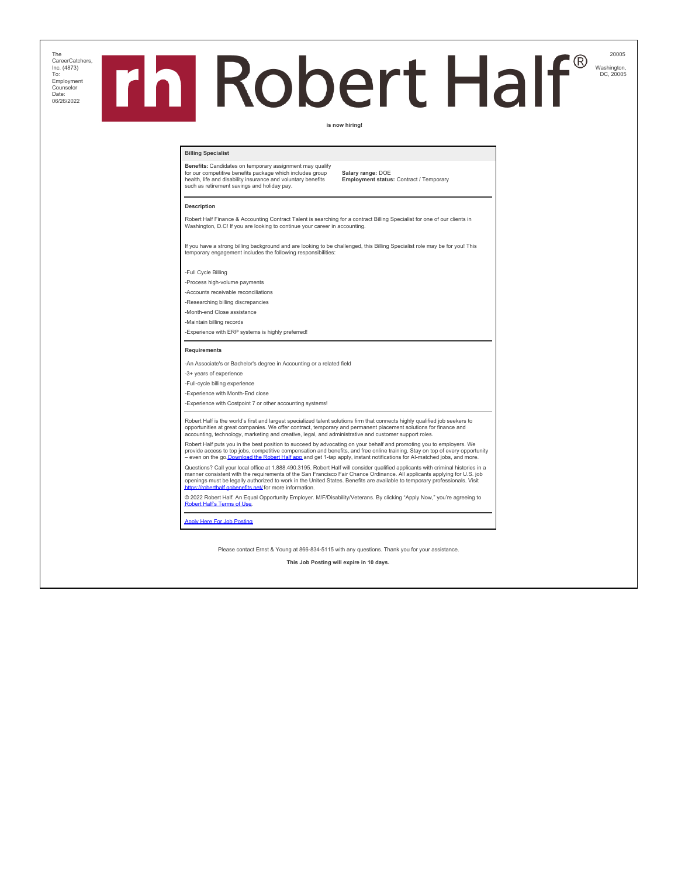The CareerCatchers, Inc. (4873)
To: Employment Counselor
Date: 06/26/2022

20005

Washington, DC, 20005

# Robert Half®

**is now hiring!**

## Billing Specialist

**Benefits:** Candidates on temporary assignment may qualify for our competitive benefits package which includes group health, life and disability insurance and voluntary benefits such as retirement savings and holiday pay.

**Salary range:** DOE
**Employment status:** Contract / Temporary

### Description

Robert Half Finance & Accounting Contract Talent is searching for a contract Billing Specialist for one of our clients in Washington, D.C! If you are looking to continue your career in accounting.

If you have a strong billing background and are looking to be challenged, this Billing Specialist role may be for you! This temporary engagement includes the following responsibilities:

-Full Cycle Billing

-Process high-volume payments

-Accounts receivable reconciliations

-Researching billing discrepancies

-Month-end Close assistance

-Maintain billing records

-Experience with ERP systems is highly preferred!

### Requirements

-An Associate's or Bachelor's degree in Accounting or a related field

-3+ years of experience

-Full-cycle billing experience

-Experience with Month-End close

-Experience with Costpoint 7 or other accounting systems!

Robert Half is the world's first and largest specialized talent solutions firm that connects highly qualified job seekers to opportunities at great companies. We offer contract, temporary and permanent placement solutions for finance and accounting, technology, marketing and creative, legal, and administrative and customer support roles.

Robert Half puts you in the best position to succeed by advocating on your behalf and promoting you to employers. We provide access to top jobs, competitive compensation and benefits, and free online training. Stay on top of every opportunity – even on the go. [Download the Robert Half app](#) and get 1-tap apply, instant notifications for AI-matched jobs, and more.

Questions? Call your local office at 1.888.490.3195. Robert Half will consider qualified applicants with criminal histories in a manner consistent with the requirements of the San Francisco Fair Chance Ordinance. All applicants applying for U.S. job openings must be legally authorized to work in the United States. Benefits are available to temporary professionals. Visit [https://roberthalf.gobenefits.net/](https://roberthalf.gobenefits.net/) for more information.

© 2022 Robert Half. An Equal Opportunity Employer. M/F/Disability/Veterans. By clicking "Apply Now," you're agreeing to [Robert Half's Terms of Use](#).

[Apply Here For Job Posting](#)

Please contact Ernst & Young at 866-834-5115 with any questions. Thank you for your assistance.

**This Job Posting will expire in 10 days.**